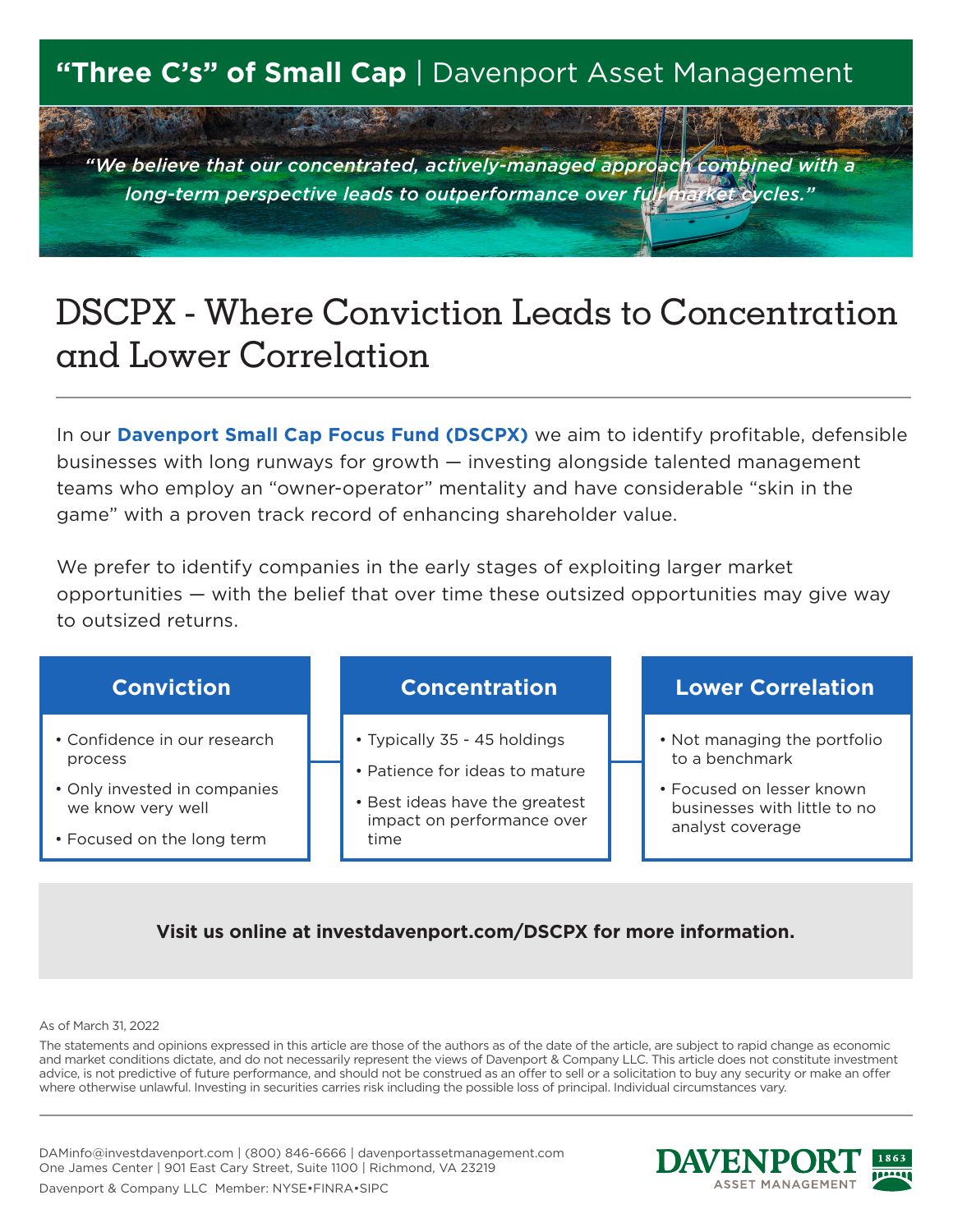**"Three C's" of Small Cap** | Davenport Asset Management

*"We believe that our concentrated, actively-managed approach combined with a long-term perspective leads to outperformance over full market cycles."*

# DSCPX - Where Conviction Leads to Concentration and Lower Correlation

In our **Davenport Small Cap Focus Fund (DSCPX)** we aim to identify profitable, defensible businesses with long runways for growth — investing alongside talented management teams who employ an "owner-operator" mentality and have considerable "skin in the game" with a proven track record of enhancing shareholder value.

We prefer to identify companies in the early stages of exploiting larger market opportunities — with the belief that over time these outsized opportunities may give way to outsized returns.

### Conviction

- Confidence in our research process
- Only invested in companies we know very well
- Focused on the long term

### Concentration

- Typically 35 - 45 holdings
- Patience for ideas to mature
- Best ideas have the greatest impact on performance over time

### Lower Correlation

- Not managing the portfolio to a benchmark
- Focused on lesser known businesses with little to no analyst coverage

**Visit us online at investdavenport.com/DSCPX for more information.**

As of March 31, 2022

The statements and opinions expressed in this article are those of the authors as of the date of the article, are subject to rapid change as economic and market conditions dictate, and do not necessarily represent the views of Davenport & Company LLC. This article does not constitute investment advice, is not predictive of future performance, and should not be construed as an offer to sell or a solicitation to buy any security or make an offer where otherwise unlawful. Investing in securities carries risk including the possible loss of principal. Individual circumstances vary.

DAMinfo@investdavenport.com | (800) 846-6666 | davenportassetmanagement.com
One James Center | 901 East Cary Street, Suite 1100 | Richmond, VA 23219

Davenport & Company LLC Member: NYSE•FINRA•SIPC

DAVENPORT ASSET MANAGEMENT 1863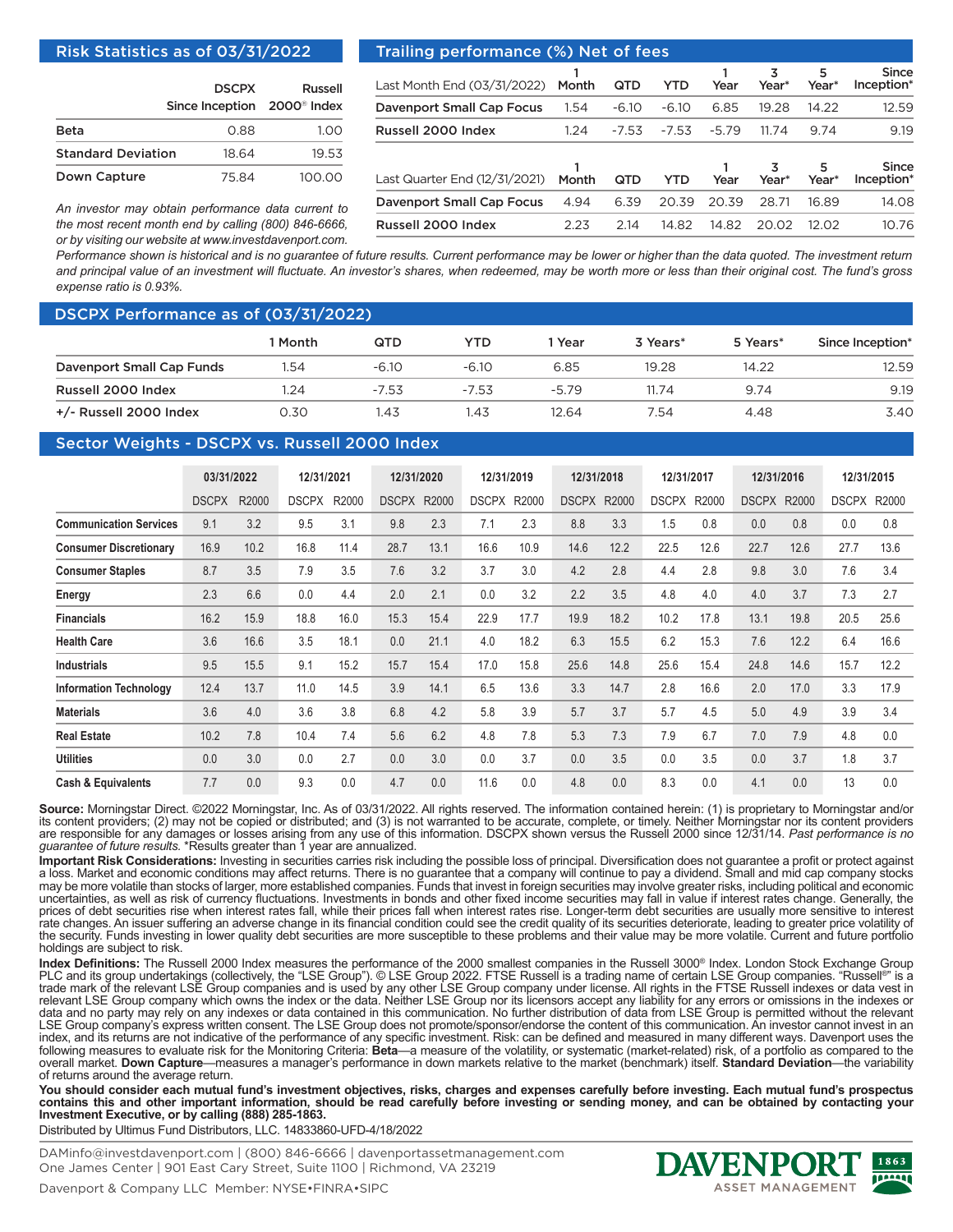## Risk Statistics as of 03/31/2022

| | DSCPX Since Inception | Russell 2000® Index |
|---|---|---|
| Beta | 0.88 | 1.00 |
| Standard Deviation | 18.64 | 19.53 |
| Down Capture | 75.84 | 100.00 |

*An investor may obtain performance data current to the most recent month end by calling (800) 846-6666, or by visiting our website at www.investdavenport.com.*

## Trailing performance (%) Net of fees

| Last Month End (03/31/2022) | 1 Month | QTD | YTD | 1 Year | 3 Year* | 5 Year* | Since Inception* |
|---|---|---|---|---|---|---|---|
| Davenport Small Cap Focus | 1.54 | -6.10 | -6.10 | 6.85 | 19.28 | 14.22 | 12.59 |
| Russell 2000 Index | 1.24 | -7.53 | -7.53 | -5.79 | 11.74 | 9.74 | 9.19 |

| Last Quarter End (12/31/2021) | 1 Month | QTD | YTD | 1 Year | 3 Year* | 5 Year* | Since Inception* |
|---|---|---|---|---|---|---|---|
| Davenport Small Cap Focus | 4.94 | 6.39 | 20.39 | 20.39 | 28.71 | 16.89 | 14.08 |
| Russell 2000 Index | 2.23 | 2.14 | 14.82 | 14.82 | 20.02 | 12.02 | 10.76 |

*Performance shown is historical and is no guarantee of future results. Current performance may be lower or higher than the data quoted. The investment return and principal value of an investment will fluctuate. An investor's shares, when redeemed, may be worth more or less than their original cost. The fund's gross expense ratio is 0.93%.*

## DSCPX Performance as of (03/31/2022)

| | 1 Month | QTD | YTD | 1 Year | 3 Years* | 5 Years* | Since Inception* |
|---|---|---|---|---|---|---|---|
| Davenport Small Cap Funds | 1.54 | -6.10 | -6.10 | 6.85 | 19.28 | 14.22 | 12.59 |
| Russell 2000 Index | 1.24 | -7.53 | -7.53 | -5.79 | 11.74 | 9.74 | 9.19 |
| +/- Russell 2000 Index | 0.30 | 1.43 | 1.43 | 12.64 | 7.54 | 4.48 | 3.40 |

## Sector Weights - DSCPX vs. Russell 2000 Index

| | 03/31/2022 | | 12/31/2021 | | 12/31/2020 | | 12/31/2019 | | 12/31/2018 | | 12/31/2017 | | 12/31/2016 | | 12/31/2015 | |
|---|---|---|---|---|---|---|---|---|---|---|---|---|---|---|---|---|
| | DSCPX | R2000 | DSCPX | R2000 | DSCPX | R2000 | DSCPX | R2000 | DSCPX | R2000 | DSCPX | R2000 | DSCPX | R2000 | DSCPX | R2000 |
| Communication Services | 9.1 | 3.2 | 9.5 | 3.1 | 9.8 | 2.3 | 7.1 | 2.3 | 8.8 | 3.3 | 1.5 | 0.8 | 0.0 | 0.8 | 0.0 | 0.8 |
| Consumer Discretionary | 16.9 | 10.2 | 16.8 | 11.4 | 28.7 | 13.1 | 16.6 | 10.9 | 14.6 | 12.2 | 22.5 | 12.6 | 22.7 | 12.6 | 27.7 | 13.6 |
| Consumer Staples | 8.7 | 3.5 | 7.9 | 3.5 | 7.6 | 3.2 | 3.7 | 3.0 | 4.2 | 2.8 | 4.4 | 2.8 | 9.8 | 3.0 | 7.6 | 3.4 |
| Energy | 2.3 | 6.6 | 0.0 | 4.4 | 2.0 | 2.1 | 0.0 | 3.2 | 2.2 | 3.5 | 4.8 | 4.0 | 4.0 | 3.7 | 7.3 | 2.7 |
| Financials | 16.2 | 15.9 | 18.8 | 16.0 | 15.3 | 15.4 | 22.9 | 17.7 | 19.9 | 18.2 | 10.2 | 17.8 | 13.1 | 19.8 | 20.5 | 25.6 |
| Health Care | 3.6 | 16.6 | 3.5 | 18.1 | 0.0 | 21.1 | 4.0 | 18.2 | 6.3 | 15.5 | 6.2 | 15.3 | 7.6 | 12.2 | 6.4 | 16.6 |
| Industrials | 9.5 | 15.5 | 9.1 | 15.2 | 15.7 | 15.4 | 17.0 | 15.8 | 25.6 | 14.8 | 25.6 | 15.4 | 24.8 | 14.6 | 15.7 | 12.2 |
| Information Technology | 12.4 | 13.7 | 11.0 | 14.5 | 3.9 | 14.1 | 6.5 | 13.6 | 3.3 | 14.7 | 2.8 | 16.6 | 2.0 | 17.0 | 3.3 | 17.9 |
| Materials | 3.6 | 4.0 | 3.6 | 3.8 | 6.8 | 4.2 | 5.8 | 3.9 | 5.7 | 3.7 | 5.7 | 4.5 | 5.0 | 4.9 | 3.9 | 3.4 |
| Real Estate | 10.2 | 7.8 | 10.4 | 7.4 | 5.6 | 6.2 | 4.8 | 7.8 | 5.3 | 7.3 | 7.9 | 6.7 | 7.0 | 7.9 | 4.8 | 0.0 |
| Utilities | 0.0 | 3.0 | 0.0 | 2.7 | 0.0 | 3.0 | 0.0 | 3.7 | 0.0 | 3.5 | 0.0 | 3.5 | 0.0 | 3.7 | 1.8 | 3.7 |
| Cash & Equivalents | 7.7 | 0.0 | 9.3 | 0.0 | 4.7 | 0.0 | 11.6 | 0.0 | 4.8 | 0.0 | 8.3 | 0.0 | 4.1 | 0.0 | 13 | 0.0 |

**Source:** Morningstar Direct. ©2022 Morningstar, Inc. As of 03/31/2022. All rights reserved. The information contained herein: (1) is proprietary to Morningstar and/or its content providers; (2) may not be copied or distributed; and (3) is not warranted to be accurate, complete, or timely. Neither Morningstar nor its content providers are responsible for any damages or losses arising from any use of this information. DSCPX shown versus the Russell 2000 since 12/31/14. *Past performance is no guarantee of future results.* *Results greater than 1 year are annualized.

**Important Risk Considerations:** Investing in securities carries risk including the possible loss of principal. Diversification does not guarantee a profit or protect against a loss. Market and economic conditions may affect returns. There is no guarantee that a company will continue to pay a dividend. Small and mid cap company stocks may be more volatile than stocks of larger, more established companies. Funds that invest in foreign securities may involve greater risks, including political and economic uncertainties, as well as risk of currency fluctuations. Investments in bonds and other fixed income securities may fall in value if interest rates change. Generally, the prices of debt securities rise when interest rates fall, while their prices fall when interest rates rise. Longer-term debt securities are usually more sensitive to interest rate changes. An issuer suffering an adverse change in its financial condition could see the credit quality of its securities deteriorate, leading to greater price volatility of the security. Funds investing in lower quality debt securities are more susceptible to these problems and their value may be more volatile. Current and future portfolio holdings are subject to risk.

**Index Definitions:** The Russell 2000 Index measures the performance of the 2000 smallest companies in the Russell 3000® Index. London Stock Exchange Group PLC and its group undertakings (collectively, the "LSE Group"). © LSE Group 2022. FTSE Russell is a trading name of certain LSE Group companies. "Russell®" is a trade mark of the relevant LSE Group companies and is used by any other LSE Group company under license. All rights in the FTSE Russell indexes or data vest in relevant LSE Group company which owns the index or the data. Neither LSE Group nor its licensors accept any liability for any errors or omissions in the indexes or data and no party may rely on any indexes or data contained in this communication. No further distribution of data from LSE Group is permitted without the relevant LSE Group company's express written consent. The LSE Group does not promote/sponsor/endorse the content of this communication. An investor cannot invest in an index, and its returns are not indicative of the performance of any specific investment. Risk: can be defined and measured in many different ways. Davenport uses the following measures to evaluate risk for the Monitoring Criteria: **Beta**—a measure of the volatility, or systematic (market-related) risk, of a portfolio as compared to the overall market. **Down Capture**—measures a manager's performance in down markets relative to the market (benchmark) itself. **Standard Deviation**—the variability of returns around the average return.

**You should consider each mutual fund's investment objectives, risks, charges and expenses carefully before investing. Each mutual fund's prospectus contains this and other important information, should be read carefully before investing or sending money, and can be obtained by contacting your Investment Executive, or by calling (888) 285-1863.**

Distributed by Ultimus Fund Distributors, LLC. 14833860-UFD-4/18/2022

DAMinfo@investdavenport.com | (800) 846-6666 | davenportassetmanagement.com
One James Center | 901 East Cary Street, Suite 1100 | Richmond, VA 23219

Davenport & Company LLC Member: NYSE•FINRA•SIPC

DAVENPORT ASSET MANAGEMENT 1863